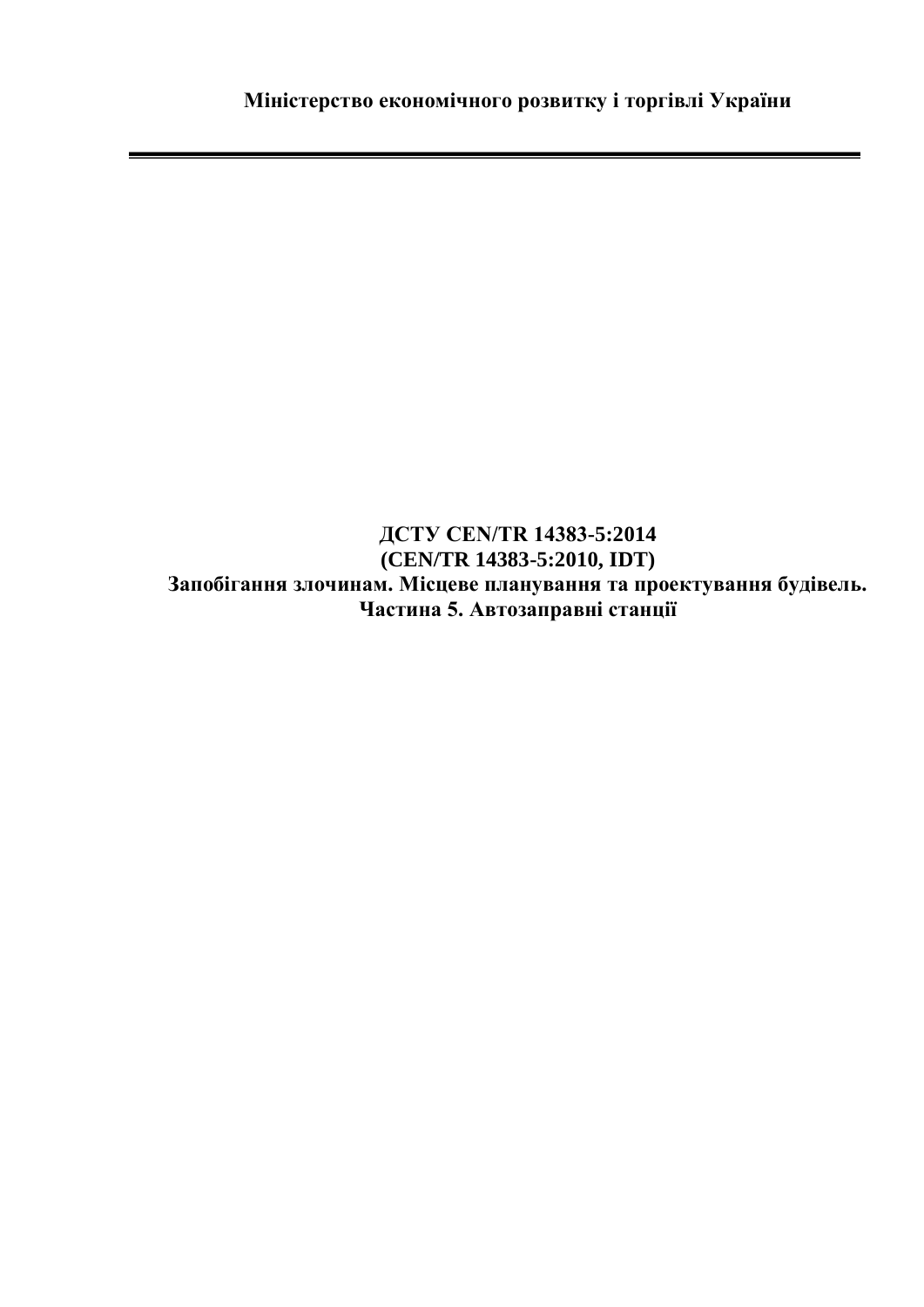**Міністерство економічного розвитку і торгівлі України**

---

**ДСТУ CEN/TR 14383-5:2014**
**(CEN/TR 14383-5:2010, IDT)**
**Запобігання злочинам. Місцеве планування та проектування будівель.**
**Частина 5. Автозаправні станції**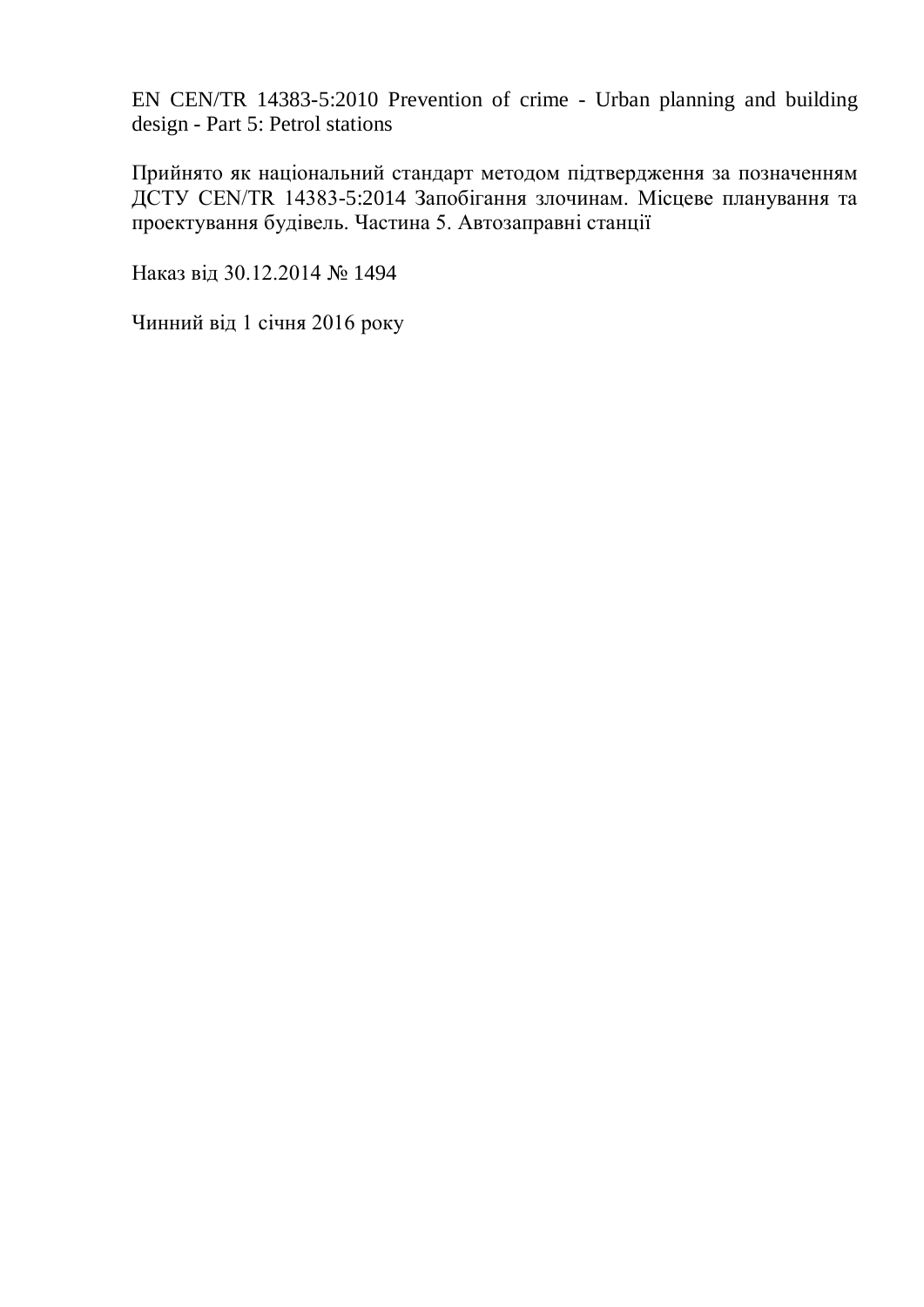EN CEN/TR 14383-5:2010 Prevention of crime - Urban planning and building design - Part 5: Petrol stations

Прийнято як національний стандарт методом підтвердження за позначенням ДСТУ CEN/TR 14383-5:2014 Запобігання злочинам. Місцеве планування та проектування будівель. Частина 5. Автозаправні станції

Наказ від 30.12.2014 № 1494

Чинний від 1 січня 2016 року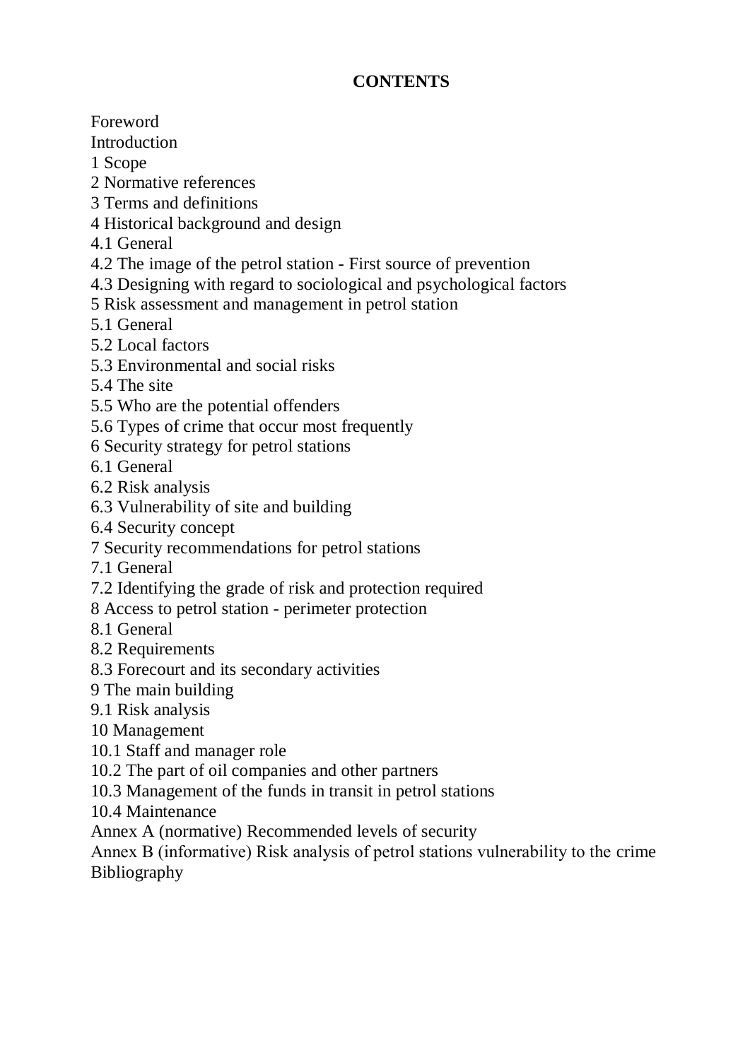**CONTENTS**

Foreword
Introduction
1 Scope
2 Normative references
3 Terms and definitions
4 Historical background and design
4.1 General
4.2 The image of the petrol station - First source of prevention
4.3 Designing with regard to sociological and psychological factors
5 Risk assessment and management in petrol station
5.1 General
5.2 Local factors
5.3 Environmental and social risks
5.4 The site
5.5 Who are the potential offenders
5.6 Types of crime that occur most frequently
6 Security strategy for petrol stations
6.1 General
6.2 Risk analysis
6.3 Vulnerability of site and building
6.4 Security concept
7 Security recommendations for petrol stations
7.1 General
7.2 Identifying the grade of risk and protection required
8 Access to petrol station - perimeter protection
8.1 General
8.2 Requirements
8.3 Forecourt and its secondary activities
9 The main building
9.1 Risk analysis
10 Management
10.1 Staff and manager role
10.2 The part of oil companies and other partners
10.3 Management of the funds in transit in petrol stations
10.4 Maintenance
Annex A (normative) Recommended levels of security
Annex B (informative) Risk analysis of petrol stations vulnerability to the crime
Bibliography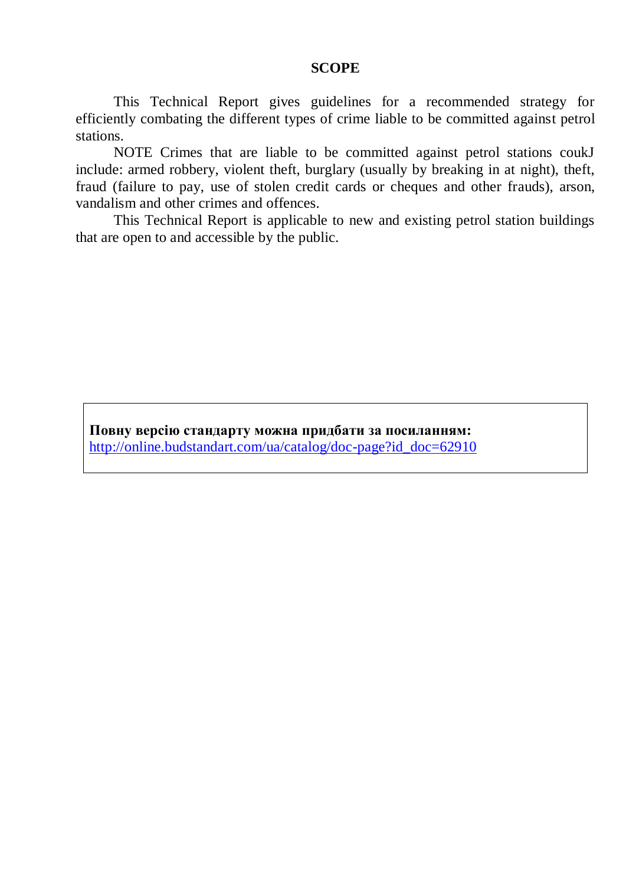# SCOPE

This Technical Report gives guidelines for a recommended strategy for efficiently combating the different types of crime liable to be committed against petrol stations.

NOTE Crimes that are liable to be committed against petrol stations coukJ include: armed robbery, violent theft, burglary (usually by breaking in at night), theft, fraud (failure to pay, use of stolen credit cards or cheques and other frauds), arson, vandalism and other crimes and offences.

This Technical Report is applicable to new and existing petrol station buildings that are open to and accessible by the public.

**Повну версію стандарту можна придбати за посиланням:**
http://online.budstandart.com/ua/catalog/doc-page?id_doc=62910